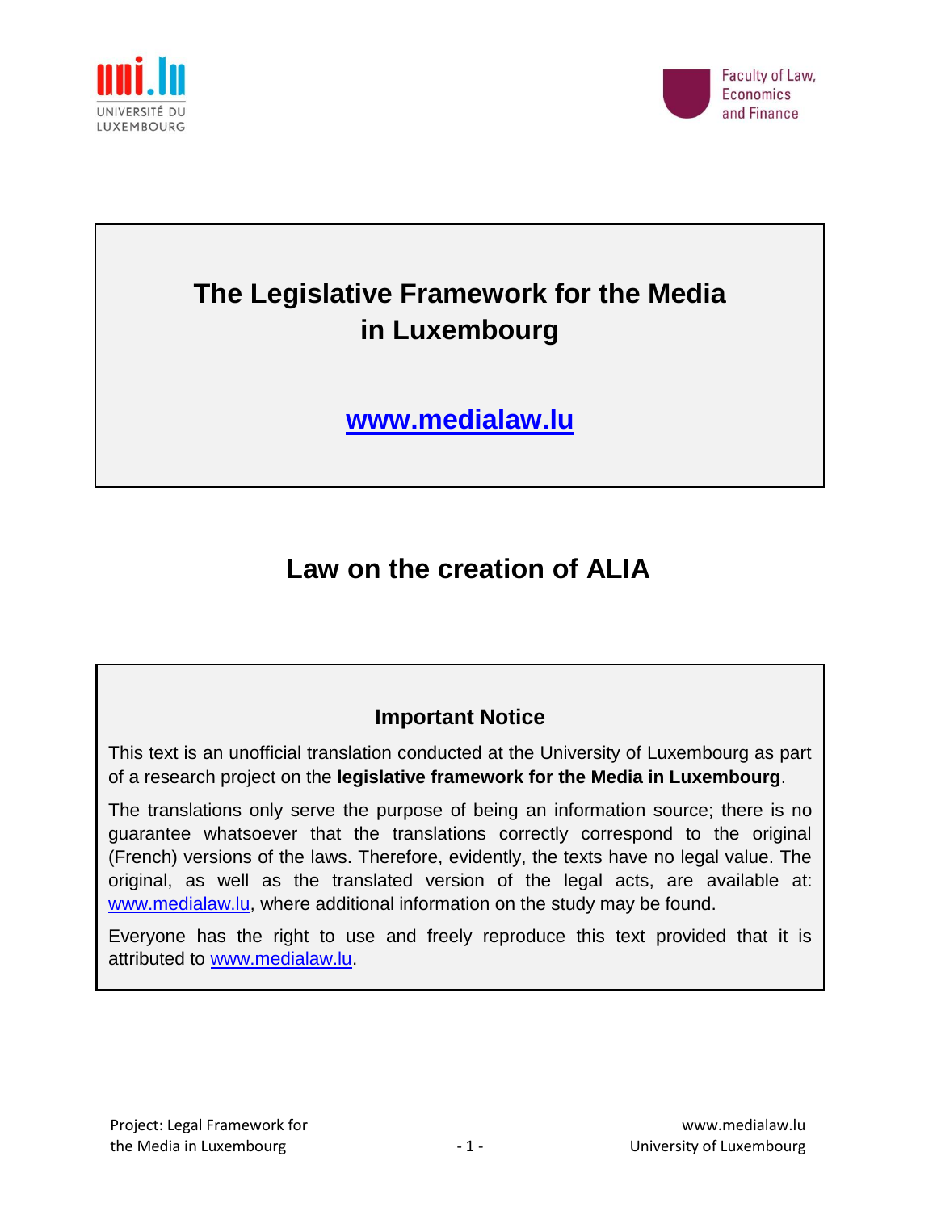uni.lu
UNIVERSITÉ DU LUXEMBOURG

Faculty of Law, Economics and Finance

# The Legislative Framework for the Media in Luxembourg

**www.medialaw.lu**

# Law on the creation of ALIA

### Important Notice

This text is an unofficial translation conducted at the University of Luxembourg as part of a research project on the **legislative framework for the Media in Luxembourg**.

The translations only serve the purpose of being an information source; there is no guarantee whatsoever that the translations correctly correspond to the original (French) versions of the laws. Therefore, evidently, the texts have no legal value. The original, as well as the translated version of the legal acts, are available at: www.medialaw.lu, where additional information on the study may be found.

Everyone has the right to use and freely reproduce this text provided that it is attributed to www.medialaw.lu.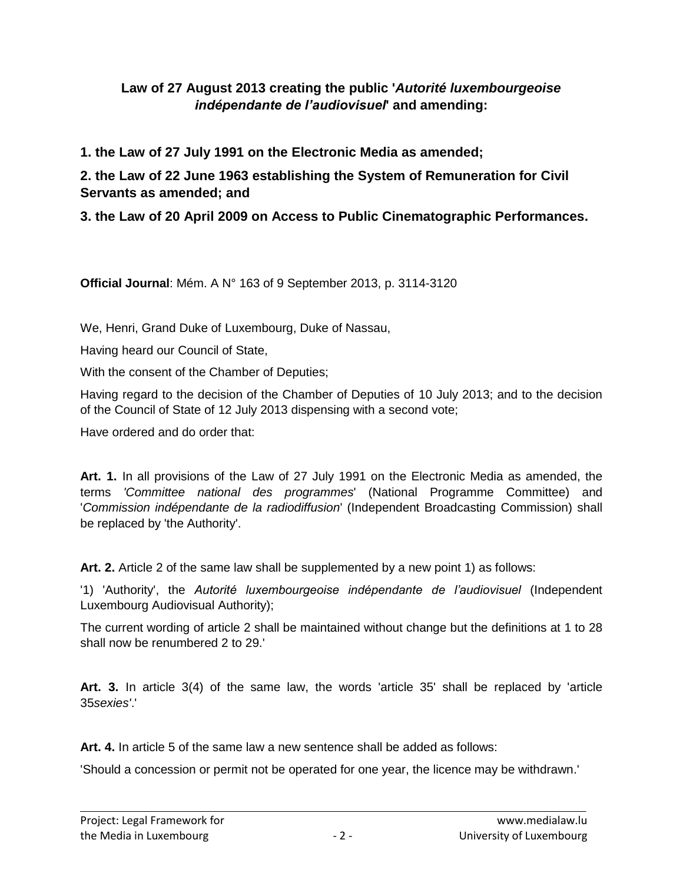**Law of 27 August 2013 creating the public '*Autorité luxembourgeoise indépendante de l'audiovisuel*' and amending:**

**1. the Law of 27 July 1991 on the Electronic Media as amended;**

**2. the Law of 22 June 1963 establishing the System of Remuneration for Civil Servants as amended; and**

**3. the Law of 20 April 2009 on Access to Public Cinematographic Performances.**

**Official Journal**: Mém. A N° 163 of 9 September 2013, p. 3114-3120

We, Henri, Grand Duke of Luxembourg, Duke of Nassau,

Having heard our Council of State,

With the consent of the Chamber of Deputies;

Having regard to the decision of the Chamber of Deputies of 10 July 2013; and to the decision of the Council of State of 12 July 2013 dispensing with a second vote;

Have ordered and do order that:

**Art. 1.** In all provisions of the Law of 27 July 1991 on the Electronic Media as amended, the terms '*Committee national des programmes*' (National Programme Committee) and '*Commission indépendante de la radiodiffusion*' (Independent Broadcasting Commission) shall be replaced by 'the Authority'.

**Art. 2.** Article 2 of the same law shall be supplemented by a new point 1) as follows:

'1) 'Authority', the *Autorité luxembourgeoise indépendante de l'audiovisuel* (Independent Luxembourg Audiovisual Authority);

The current wording of article 2 shall be maintained without change but the definitions at 1 to 28 shall now be renumbered 2 to 29.'

**Art. 3.** In article 3(4) of the same law, the words 'article 35' shall be replaced by 'article 35*sexies'*.'

**Art. 4.** In article 5 of the same law a new sentence shall be added as follows:

'Should a concession or permit not be operated for one year, the licence may be withdrawn.'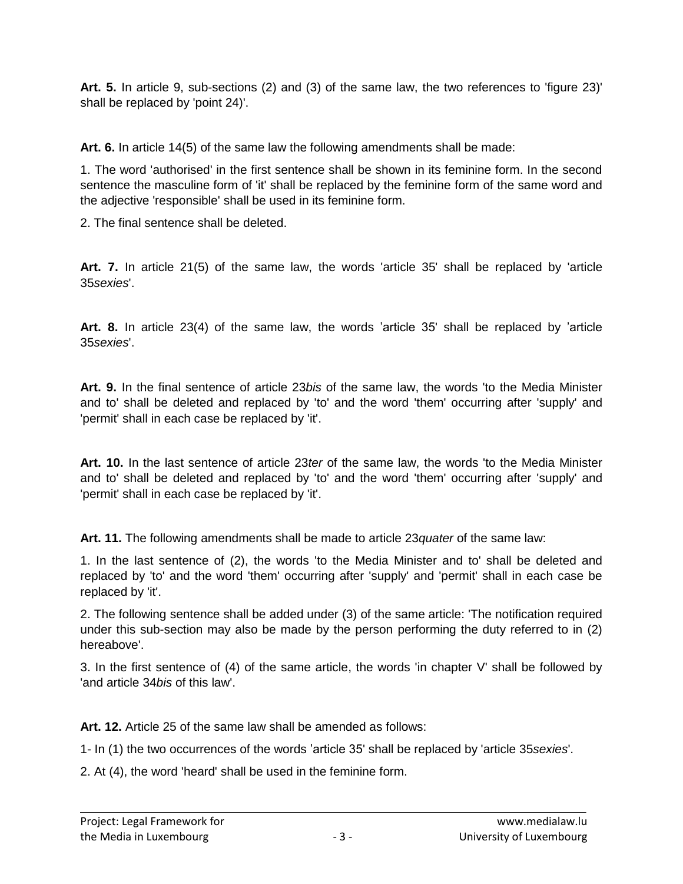**Art. 5.** In article 9, sub-sections (2) and (3) of the same law, the two references to 'figure 23)' shall be replaced by 'point 24)'.

**Art. 6.** In article 14(5) of the same law the following amendments shall be made:

1. The word 'authorised' in the first sentence shall be shown in its feminine form. In the second sentence the masculine form of 'it' shall be replaced by the feminine form of the same word and the adjective 'responsible' shall be used in its feminine form.

2. The final sentence shall be deleted.

**Art. 7.** In article 21(5) of the same law, the words 'article 35' shall be replaced by 'article 35*sexies*'.

**Art. 8.** In article 23(4) of the same law, the words 'article 35' shall be replaced by 'article 35*sexies*'.

**Art. 9.** In the final sentence of article 23*bis* of the same law, the words 'to the Media Minister and to' shall be deleted and replaced by 'to' and the word 'them' occurring after 'supply' and 'permit' shall in each case be replaced by 'it'.

**Art. 10.** In the last sentence of article 23*ter* of the same law, the words 'to the Media Minister and to' shall be deleted and replaced by 'to' and the word 'them' occurring after 'supply' and 'permit' shall in each case be replaced by 'it'.

**Art. 11.** The following amendments shall be made to article 23*quater* of the same law:

1. In the last sentence of (2), the words 'to the Media Minister and to' shall be deleted and replaced by 'to' and the word 'them' occurring after 'supply' and 'permit' shall in each case be replaced by 'it'.

2. The following sentence shall be added under (3) of the same article: 'The notification required under this sub-section may also be made by the person performing the duty referred to in (2) hereabove'.

3. In the first sentence of (4) of the same article, the words 'in chapter V' shall be followed by 'and article 34*bis* of this law'.

**Art. 12.** Article 25 of the same law shall be amended as follows:

1- In (1) the two occurrences of the words 'article 35' shall be replaced by 'article 35*sexies*'.

2. At (4), the word 'heard' shall be used in the feminine form.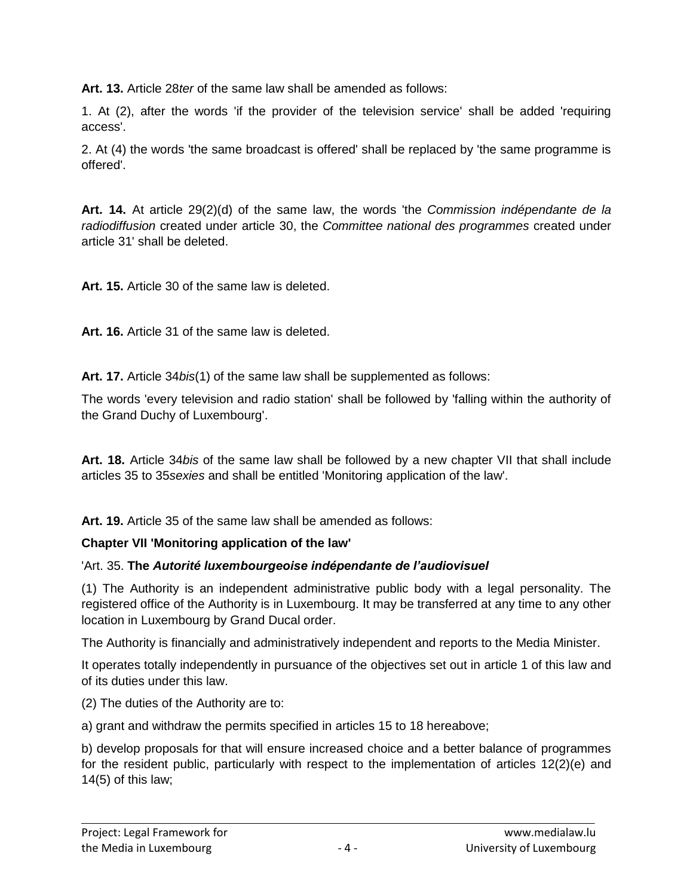**Art. 13.** Article 28*ter* of the same law shall be amended as follows:

1. At (2), after the words 'if the provider of the television service' shall be added 'requiring access'.

2. At (4) the words 'the same broadcast is offered' shall be replaced by 'the same programme is offered'.

**Art. 14.** At article 29(2)(d) of the same law, the words 'the *Commission indépendante de la radiodiffusion* created under article 30, the *Committee national des programmes* created under article 31' shall be deleted.

**Art. 15.** Article 30 of the same law is deleted.

**Art. 16.** Article 31 of the same law is deleted.

**Art. 17.** Article 34*bis*(1) of the same law shall be supplemented as follows:

The words 'every television and radio station' shall be followed by 'falling within the authority of the Grand Duchy of Luxembourg'.

**Art. 18.** Article 34*bis* of the same law shall be followed by a new chapter VII that shall include articles 35 to 35*sexies* and shall be entitled 'Monitoring application of the law'.

**Art. 19.** Article 35 of the same law shall be amended as follows:

**Chapter VII 'Monitoring application of the law'**

'Art. 35. **The *Autorité luxembourgeoise indépendante de l'audiovisuel***

(1) The Authority is an independent administrative public body with a legal personality. The registered office of the Authority is in Luxembourg. It may be transferred at any time to any other location in Luxembourg by Grand Ducal order.

The Authority is financially and administratively independent and reports to the Media Minister.

It operates totally independently in pursuance of the objectives set out in article 1 of this law and of its duties under this law.

(2) The duties of the Authority are to:

a) grant and withdraw the permits specified in articles 15 to 18 hereabove;

b) develop proposals for that will ensure increased choice and a better balance of programmes for the resident public, particularly with respect to the implementation of articles 12(2)(e) and 14(5) of this law;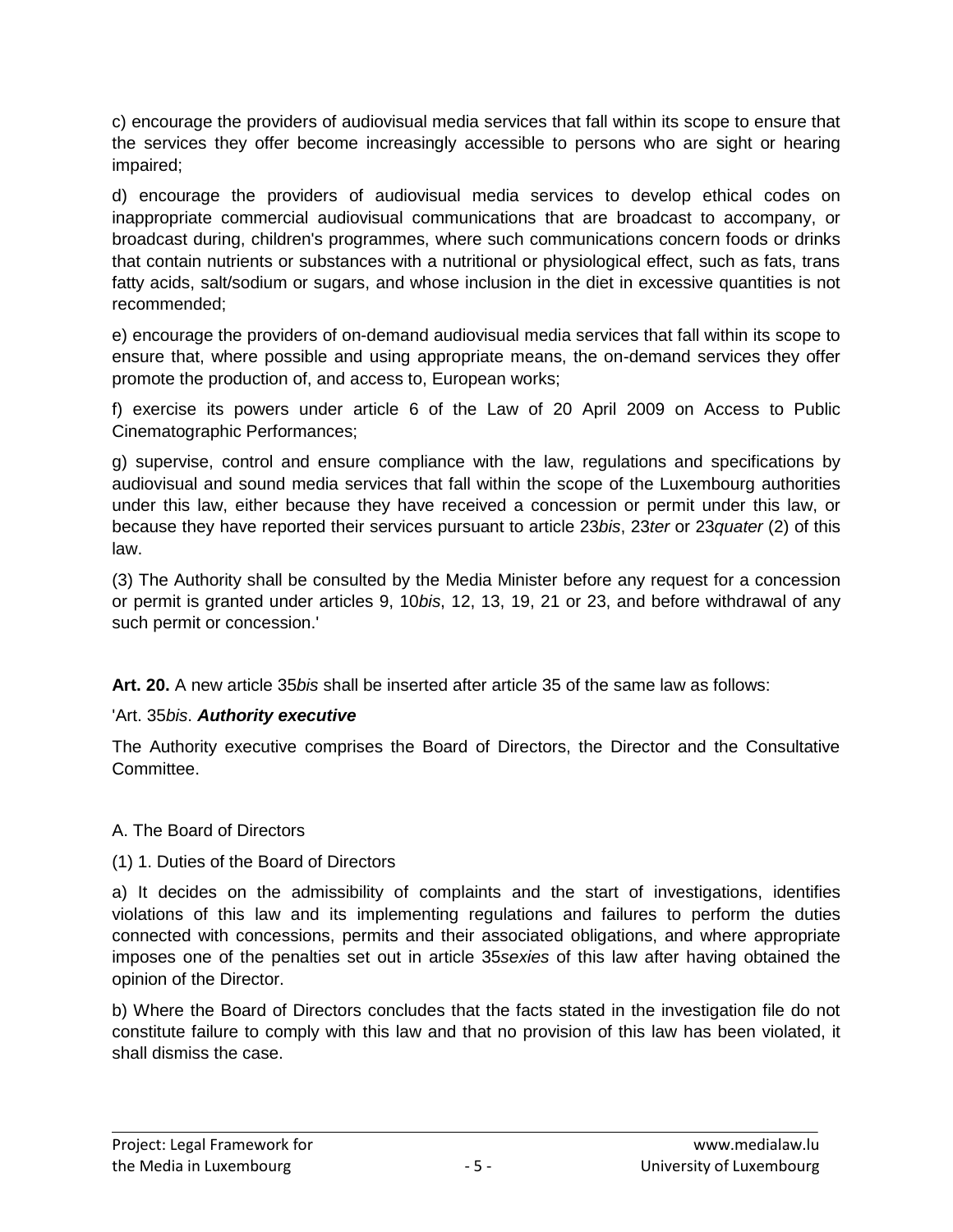c) encourage the providers of audiovisual media services that fall within its scope to ensure that the services they offer become increasingly accessible to persons who are sight or hearing impaired;

d) encourage the providers of audiovisual media services to develop ethical codes on inappropriate commercial audiovisual communications that are broadcast to accompany, or broadcast during, children's programmes, where such communications concern foods or drinks that contain nutrients or substances with a nutritional or physiological effect, such as fats, trans fatty acids, salt/sodium or sugars, and whose inclusion in the diet in excessive quantities is not recommended;

e) encourage the providers of on-demand audiovisual media services that fall within its scope to ensure that, where possible and using appropriate means, the on-demand services they offer promote the production of, and access to, European works;

f) exercise its powers under article 6 of the Law of 20 April 2009 on Access to Public Cinematographic Performances;

g) supervise, control and ensure compliance with the law, regulations and specifications by audiovisual and sound media services that fall within the scope of the Luxembourg authorities under this law, either because they have received a concession or permit under this law, or because they have reported their services pursuant to article 23*bis*, 23*ter* or 23*quater* (2) of this law.

(3) The Authority shall be consulted by the Media Minister before any request for a concession or permit is granted under articles 9, 10*bis*, 12, 13, 19, 21 or 23, and before withdrawal of any such permit or concession.'

**Art. 20.** A new article 35*bis* shall be inserted after article 35 of the same law as follows:

'Art. 35*bis*. ***Authority executive***

The Authority executive comprises the Board of Directors, the Director and the Consultative Committee.

A. The Board of Directors

(1) 1. Duties of the Board of Directors

a) It decides on the admissibility of complaints and the start of investigations, identifies violations of this law and its implementing regulations and failures to perform the duties connected with concessions, permits and their associated obligations, and where appropriate imposes one of the penalties set out in article 35*sexies* of this law after having obtained the opinion of the Director.

b) Where the Board of Directors concludes that the facts stated in the investigation file do not constitute failure to comply with this law and that no provision of this law has been violated, it shall dismiss the case.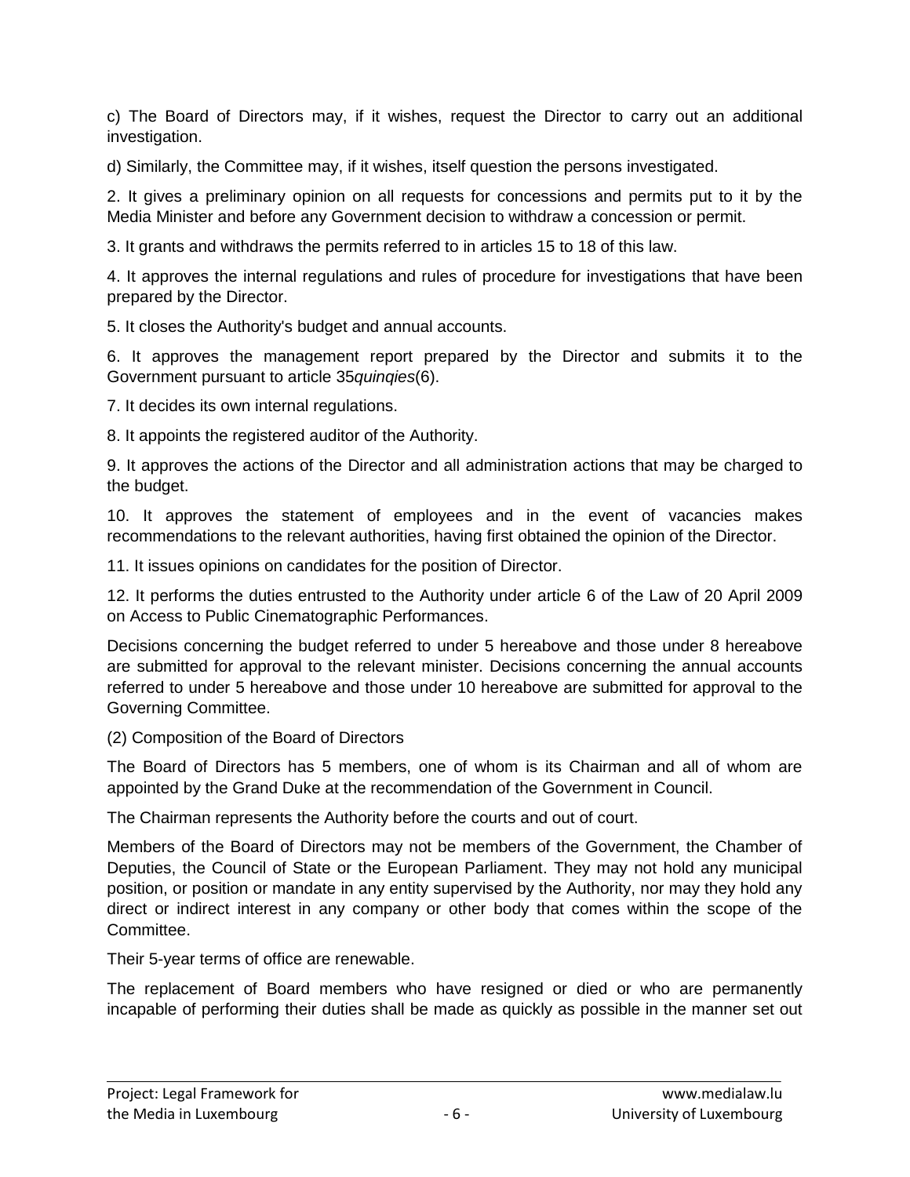c) The Board of Directors may, if it wishes, request the Director to carry out an additional investigation.

d) Similarly, the Committee may, if it wishes, itself question the persons investigated.

2. It gives a preliminary opinion on all requests for concessions and permits put to it by the Media Minister and before any Government decision to withdraw a concession or permit.

3. It grants and withdraws the permits referred to in articles 15 to 18 of this law.

4. It approves the internal regulations and rules of procedure for investigations that have been prepared by the Director.

5. It closes the Authority's budget and annual accounts.

6. It approves the management report prepared by the Director and submits it to the Government pursuant to article 35*quinqies*(6).

7. It decides its own internal regulations.

8. It appoints the registered auditor of the Authority.

9. It approves the actions of the Director and all administration actions that may be charged to the budget.

10. It approves the statement of employees and in the event of vacancies makes recommendations to the relevant authorities, having first obtained the opinion of the Director.

11. It issues opinions on candidates for the position of Director.

12. It performs the duties entrusted to the Authority under article 6 of the Law of 20 April 2009 on Access to Public Cinematographic Performances.

Decisions concerning the budget referred to under 5 hereabove and those under 8 hereabove are submitted for approval to the relevant minister. Decisions concerning the annual accounts referred to under 5 hereabove and those under 10 hereabove are submitted for approval to the Governing Committee.

(2) Composition of the Board of Directors

The Board of Directors has 5 members, one of whom is its Chairman and all of whom are appointed by the Grand Duke at the recommendation of the Government in Council.

The Chairman represents the Authority before the courts and out of court.

Members of the Board of Directors may not be members of the Government, the Chamber of Deputies, the Council of State or the European Parliament. They may not hold any municipal position, or position or mandate in any entity supervised by the Authority, nor may they hold any direct or indirect interest in any company or other body that comes within the scope of the Committee.

Their 5-year terms of office are renewable.

The replacement of Board members who have resigned or died or who are permanently incapable of performing their duties shall be made as quickly as possible in the manner set out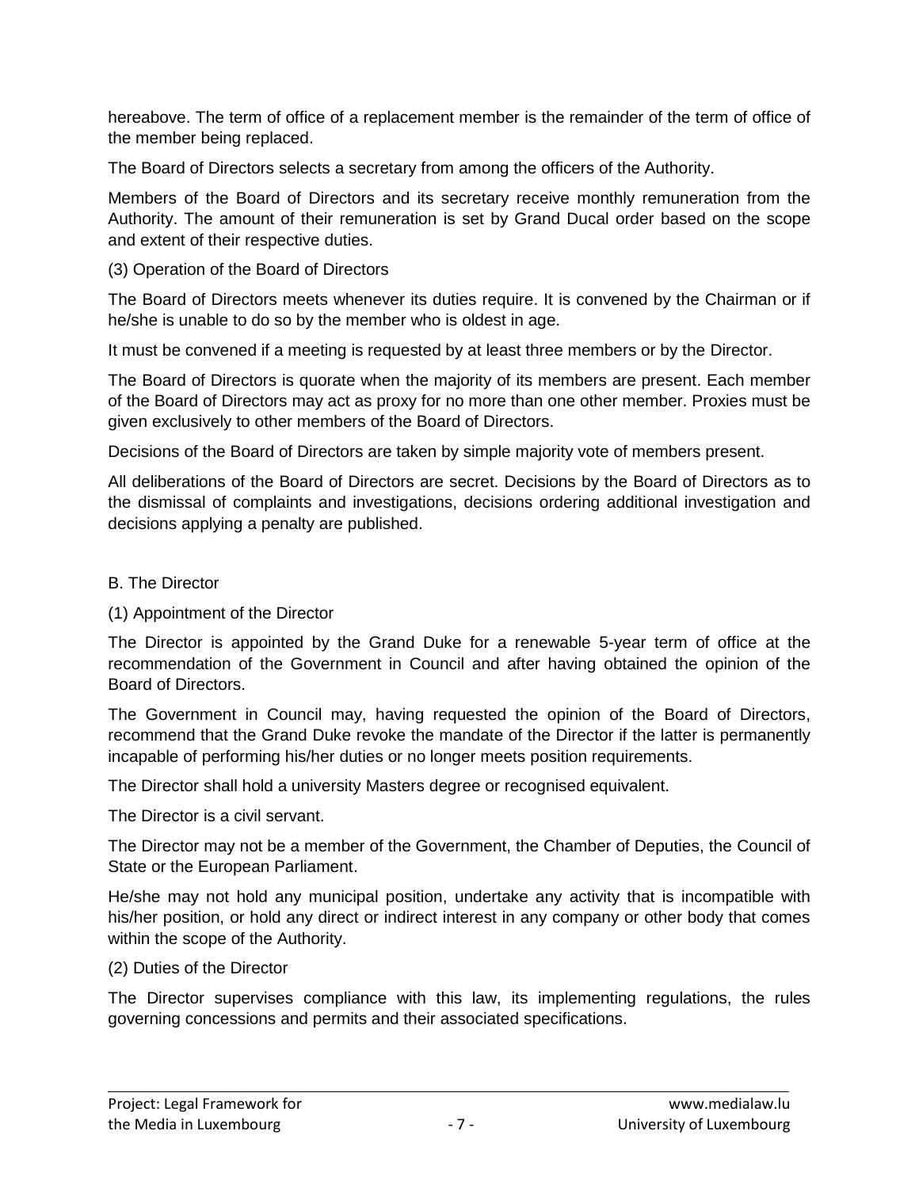hereabove. The term of office of a replacement member is the remainder of the term of office of the member being replaced.

The Board of Directors selects a secretary from among the officers of the Authority.

Members of the Board of Directors and its secretary receive monthly remuneration from the Authority. The amount of their remuneration is set by Grand Ducal order based on the scope and extent of their respective duties.

(3) Operation of the Board of Directors

The Board of Directors meets whenever its duties require. It is convened by the Chairman or if he/she is unable to do so by the member who is oldest in age.

It must be convened if a meeting is requested by at least three members or by the Director.

The Board of Directors is quorate when the majority of its members are present. Each member of the Board of Directors may act as proxy for no more than one other member. Proxies must be given exclusively to other members of the Board of Directors.

Decisions of the Board of Directors are taken by simple majority vote of members present.

All deliberations of the Board of Directors are secret. Decisions by the Board of Directors as to the dismissal of complaints and investigations, decisions ordering additional investigation and decisions applying a penalty are published.

B. The Director

(1) Appointment of the Director

The Director is appointed by the Grand Duke for a renewable 5-year term of office at the recommendation of the Government in Council and after having obtained the opinion of the Board of Directors.

The Government in Council may, having requested the opinion of the Board of Directors, recommend that the Grand Duke revoke the mandate of the Director if the latter is permanently incapable of performing his/her duties or no longer meets position requirements.

The Director shall hold a university Masters degree or recognised equivalent.

The Director is a civil servant.

The Director may not be a member of the Government, the Chamber of Deputies, the Council of State or the European Parliament.

He/she may not hold any municipal position, undertake any activity that is incompatible with his/her position, or hold any direct or indirect interest in any company or other body that comes within the scope of the Authority.

(2) Duties of the Director

The Director supervises compliance with this law, its implementing regulations, the rules governing concessions and permits and their associated specifications.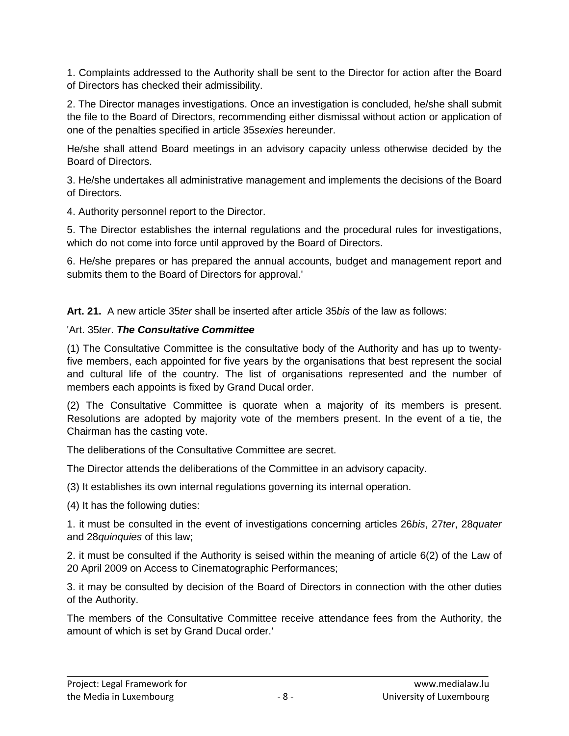1. Complaints addressed to the Authority shall be sent to the Director for action after the Board of Directors has checked their admissibility.

2. The Director manages investigations. Once an investigation is concluded, he/she shall submit the file to the Board of Directors, recommending either dismissal without action or application of one of the penalties specified in article 35*sexies* hereunder.

He/she shall attend Board meetings in an advisory capacity unless otherwise decided by the Board of Directors.

3. He/she undertakes all administrative management and implements the decisions of the Board of Directors.

4. Authority personnel report to the Director.

5. The Director establishes the internal regulations and the procedural rules for investigations, which do not come into force until approved by the Board of Directors.

6. He/she prepares or has prepared the annual accounts, budget and management report and submits them to the Board of Directors for approval.'

**Art. 21.** A new article 35*ter* shall be inserted after article 35*bis* of the law as follows:

'Art. 35*ter*. ***The Consultative Committee***

(1) The Consultative Committee is the consultative body of the Authority and has up to twenty-five members, each appointed for five years by the organisations that best represent the social and cultural life of the country. The list of organisations represented and the number of members each appoints is fixed by Grand Ducal order.

(2) The Consultative Committee is quorate when a majority of its members is present. Resolutions are adopted by majority vote of the members present. In the event of a tie, the Chairman has the casting vote.

The deliberations of the Consultative Committee are secret.

The Director attends the deliberations of the Committee in an advisory capacity.

(3) It establishes its own internal regulations governing its internal operation.

(4) It has the following duties:

1. it must be consulted in the event of investigations concerning articles 26*bis*, 27*ter*, 28*quater* and 28*quinquies* of this law;

2. it must be consulted if the Authority is seised within the meaning of article 6(2) of the Law of 20 April 2009 on Access to Cinematographic Performances;

3. it may be consulted by decision of the Board of Directors in connection with the other duties of the Authority.

The members of the Consultative Committee receive attendance fees from the Authority, the amount of which is set by Grand Ducal order.'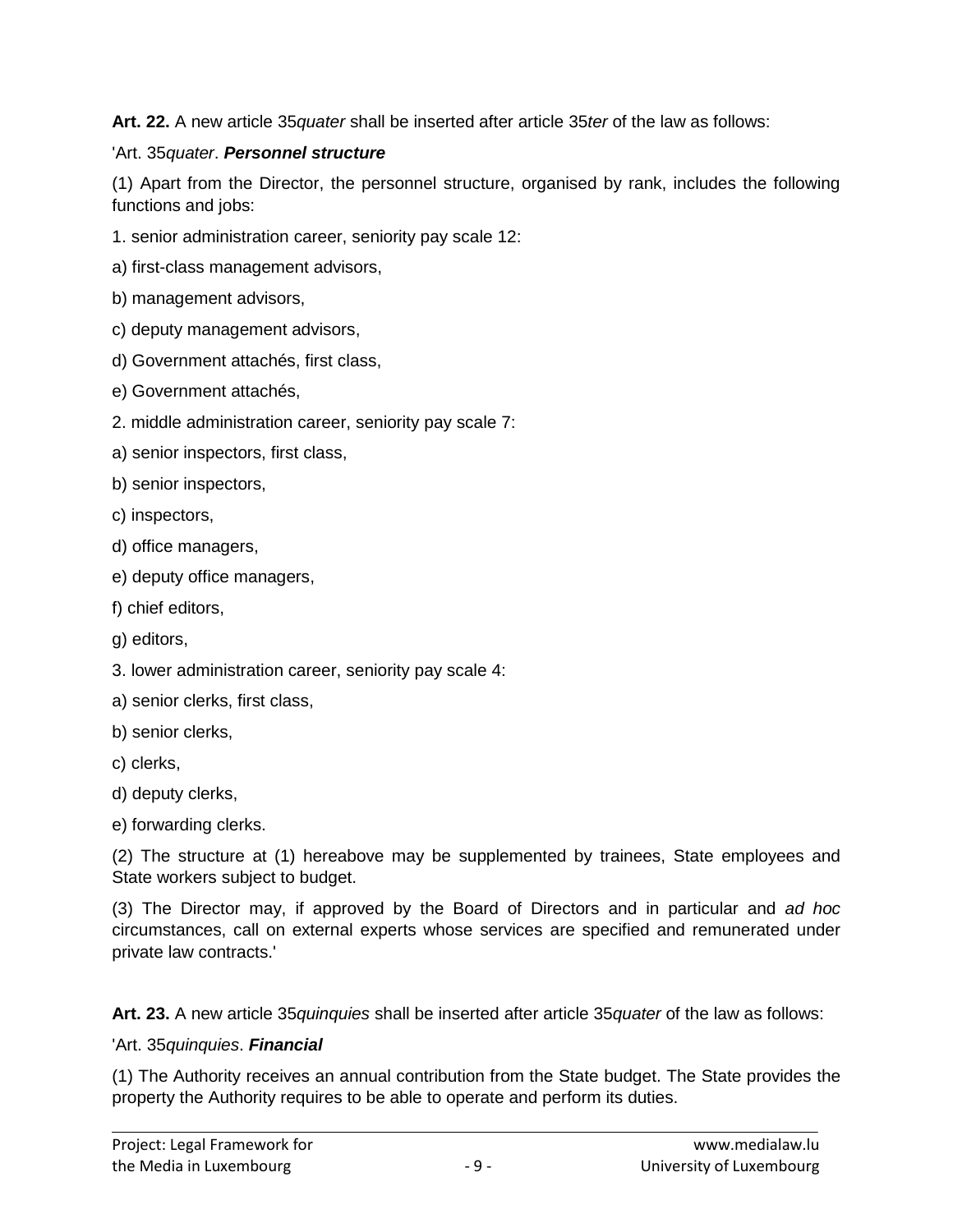**Art. 22.** A new article 35*quater* shall be inserted after article 35*ter* of the law as follows:

'Art. 35*quater*. ***Personnel structure***

(1) Apart from the Director, the personnel structure, organised by rank, includes the following functions and jobs:

1. senior administration career, seniority pay scale 12:

a) first-class management advisors,

b) management advisors,

c) deputy management advisors,

d) Government attachés, first class,

e) Government attachés,

2. middle administration career, seniority pay scale 7:

a) senior inspectors, first class,

b) senior inspectors,

c) inspectors,

d) office managers,

e) deputy office managers,

f) chief editors,

g) editors,

3. lower administration career, seniority pay scale 4:

a) senior clerks, first class,

b) senior clerks,

c) clerks,

d) deputy clerks,

e) forwarding clerks.

(2) The structure at (1) hereabove may be supplemented by trainees, State employees and State workers subject to budget.

(3) The Director may, if approved by the Board of Directors and in particular and *ad hoc* circumstances, call on external experts whose services are specified and remunerated under private law contracts.'

**Art. 23.** A new article 35*quinquies* shall be inserted after article 35*quater* of the law as follows:

'Art. 35*quinquies*. ***Financial***

(1) The Authority receives an annual contribution from the State budget. The State provides the property the Authority requires to be able to operate and perform its duties.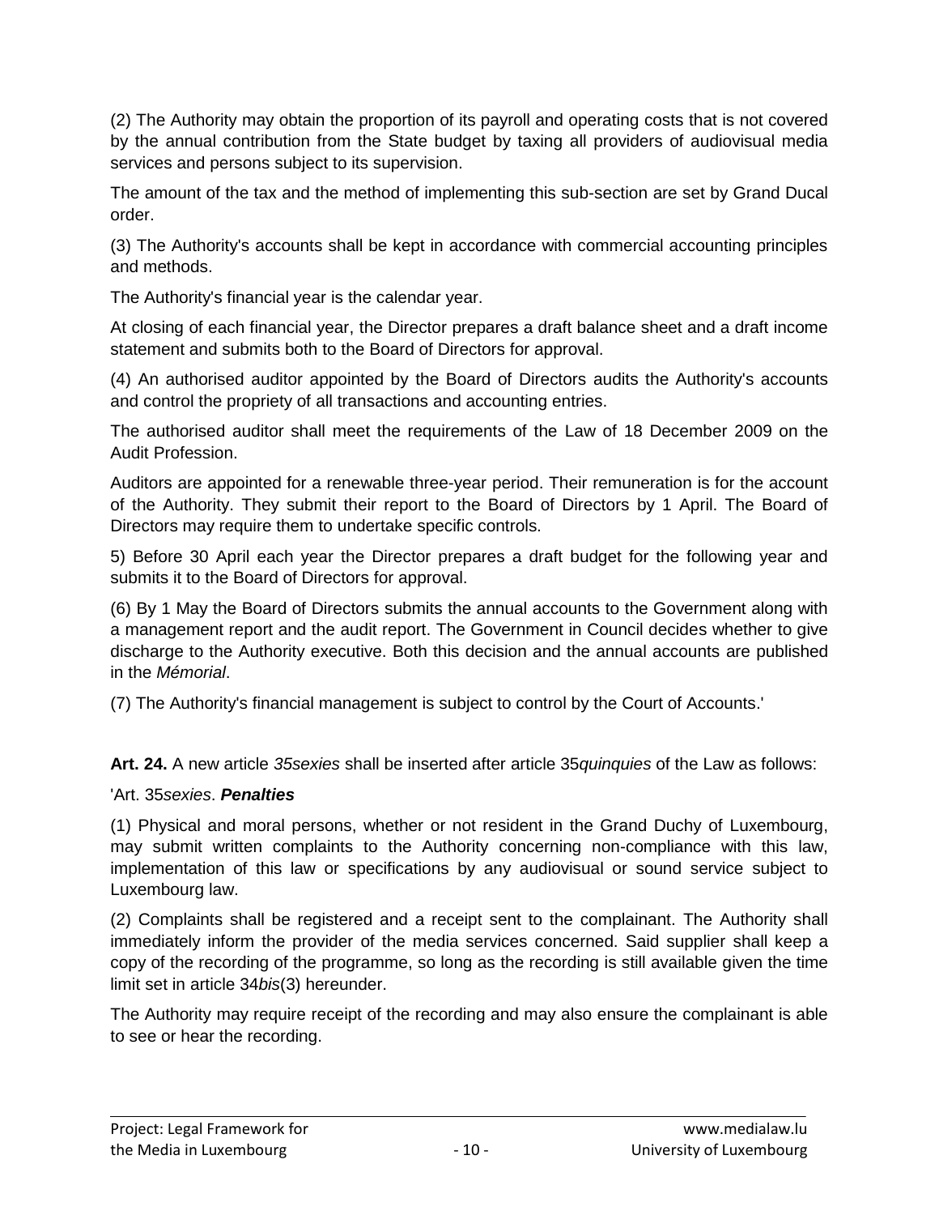(2) The Authority may obtain the proportion of its payroll and operating costs that is not covered by the annual contribution from the State budget by taxing all providers of audiovisual media services and persons subject to its supervision.

The amount of the tax and the method of implementing this sub-section are set by Grand Ducal order.

(3) The Authority's accounts shall be kept in accordance with commercial accounting principles and methods.

The Authority's financial year is the calendar year.

At closing of each financial year, the Director prepares a draft balance sheet and a draft income statement and submits both to the Board of Directors for approval.

(4) An authorised auditor appointed by the Board of Directors audits the Authority's accounts and control the propriety of all transactions and accounting entries.

The authorised auditor shall meet the requirements of the Law of 18 December 2009 on the Audit Profession.

Auditors are appointed for a renewable three-year period. Their remuneration is for the account of the Authority. They submit their report to the Board of Directors by 1 April. The Board of Directors may require them to undertake specific controls.

5) Before 30 April each year the Director prepares a draft budget for the following year and submits it to the Board of Directors for approval.

(6) By 1 May the Board of Directors submits the annual accounts to the Government along with a management report and the audit report. The Government in Council decides whether to give discharge to the Authority executive. Both this decision and the annual accounts are published in the *Mémorial*.

(7) The Authority's financial management is subject to control by the Court of Accounts.'

**Art. 24.** A new article *35sexies* shall be inserted after article 35*quinquies* of the Law as follows:

'Art. 35*sexies*. ***Penalties***

(1) Physical and moral persons, whether or not resident in the Grand Duchy of Luxembourg, may submit written complaints to the Authority concerning non-compliance with this law, implementation of this law or specifications by any audiovisual or sound service subject to Luxembourg law.

(2) Complaints shall be registered and a receipt sent to the complainant. The Authority shall immediately inform the provider of the media services concerned. Said supplier shall keep a copy of the recording of the programme, so long as the recording is still available given the time limit set in article 34*bis*(3) hereunder.

The Authority may require receipt of the recording and may also ensure the complainant is able to see or hear the recording.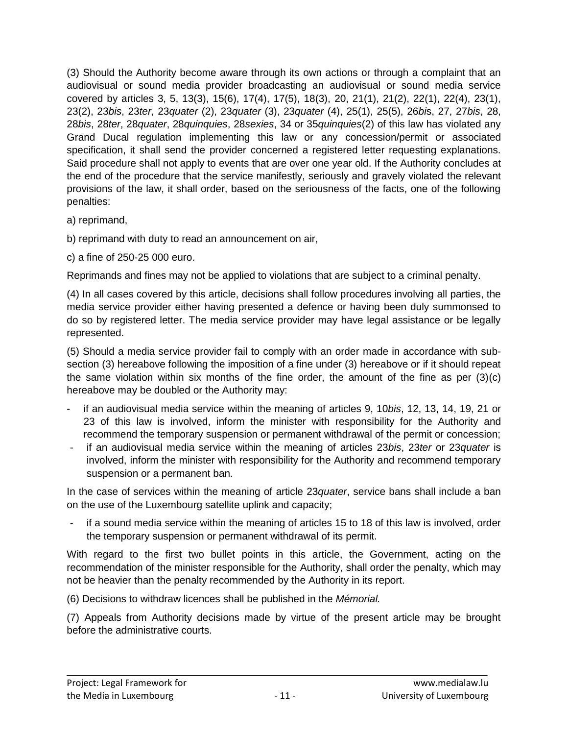(3) Should the Authority become aware through its own actions or through a complaint that an audiovisual or sound media provider broadcasting an audiovisual or sound media service covered by articles 3, 5, 13(3), 15(6), 17(4), 17(5), 18(3), 20, 21(1), 21(2), 22(1), 22(4), 23(1), 23(2), 23*bis*, 23*ter*, 23*quater* (2), 23*quater* (3), 23*quater* (4), 25(1), 25(5), 26*bi*s, 27, 27*bis*, 28, 28*bis*, 28*ter*, 28*quater*, 28*quinquies*, 28*sexies*, 34 or 35*quinquies*(2) of this law has violated any Grand Ducal regulation implementing this law or any concession/permit or associated specification, it shall send the provider concerned a registered letter requesting explanations. Said procedure shall not apply to events that are over one year old. If the Authority concludes at the end of the procedure that the service manifestly, seriously and gravely violated the relevant provisions of the law, it shall order, based on the seriousness of the facts, one of the following penalties:

a) reprimand,

b) reprimand with duty to read an announcement on air,

c) a fine of 250-25 000 euro.

Reprimands and fines may not be applied to violations that are subject to a criminal penalty.

(4) In all cases covered by this article, decisions shall follow procedures involving all parties, the media service provider either having presented a defence or having been duly summonsed to do so by registered letter. The media service provider may have legal assistance or be legally represented.

(5) Should a media service provider fail to comply with an order made in accordance with sub-section (3) hereabove following the imposition of a fine under (3) hereabove or if it should repeat the same violation within six months of the fine order, the amount of the fine as per (3)(c) hereabove may be doubled or the Authority may:

- if an audiovisual media service within the meaning of articles 9, 10*bis*, 12, 13, 14, 19, 21 or 23 of this law is involved, inform the minister with responsibility for the Authority and recommend the temporary suspension or permanent withdrawal of the permit or concession;
- if an audiovisual media service within the meaning of articles 23*bis*, 23*ter* or 23*quater* is involved, inform the minister with responsibility for the Authority and recommend temporary suspension or a permanent ban.

In the case of services within the meaning of article 23*quater*, service bans shall include a ban on the use of the Luxembourg satellite uplink and capacity;

- if a sound media service within the meaning of articles 15 to 18 of this law is involved, order the temporary suspension or permanent withdrawal of its permit.

With regard to the first two bullet points in this article, the Government, acting on the recommendation of the minister responsible for the Authority, shall order the penalty, which may not be heavier than the penalty recommended by the Authority in its report.

(6) Decisions to withdraw licences shall be published in the *Mémorial.*

(7) Appeals from Authority decisions made by virtue of the present article may be brought before the administrative courts.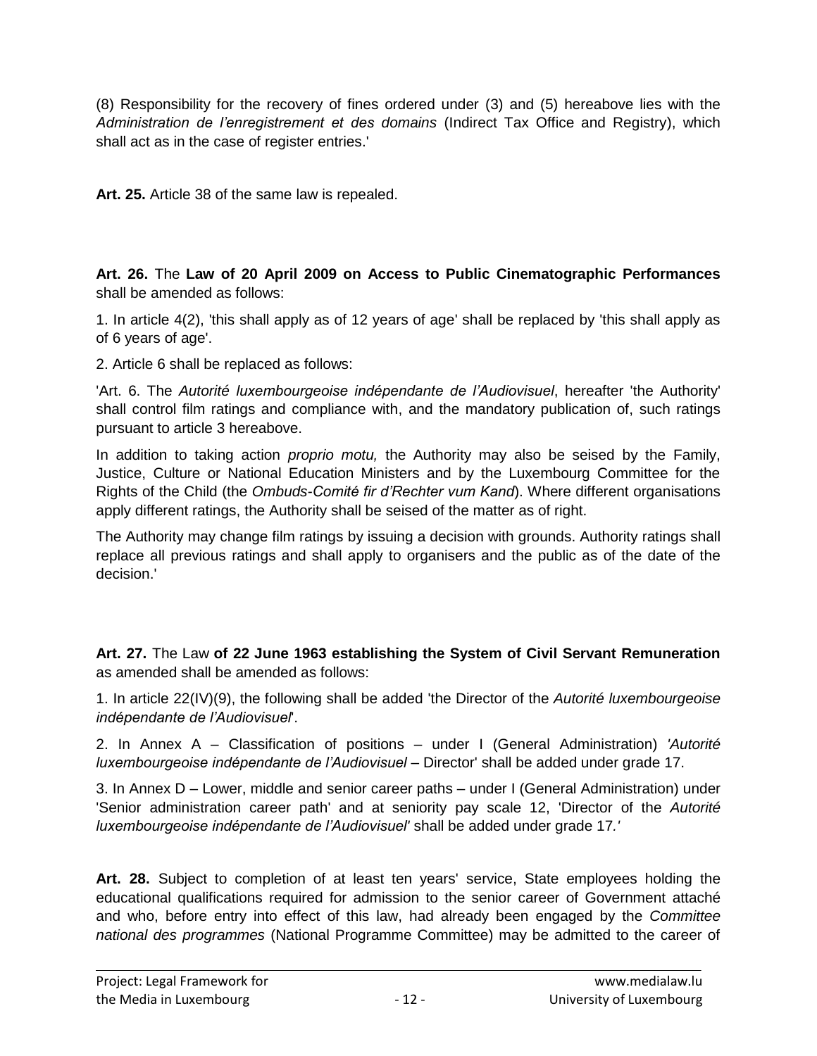(8) Responsibility for the recovery of fines ordered under (3) and (5) hereabove lies with the *Administration de l'enregistrement et des domains* (Indirect Tax Office and Registry), which shall act as in the case of register entries.'

**Art. 25.** Article 38 of the same law is repealed.

**Art. 26.** The **Law of 20 April 2009 on Access to Public Cinematographic Performances** shall be amended as follows:

1. In article 4(2), 'this shall apply as of 12 years of age' shall be replaced by 'this shall apply as of 6 years of age'.

2. Article 6 shall be replaced as follows:

'Art. 6. The *Autorité luxembourgeoise indépendante de l'Audiovisuel*, hereafter 'the Authority' shall control film ratings and compliance with, and the mandatory publication of, such ratings pursuant to article 3 hereabove.

In addition to taking action *proprio motu,* the Authority may also be seised by the Family, Justice, Culture or National Education Ministers and by the Luxembourg Committee for the Rights of the Child (the *Ombuds-Comité fir d'Rechter vum Kand*). Where different organisations apply different ratings, the Authority shall be seised of the matter as of right.

The Authority may change film ratings by issuing a decision with grounds. Authority ratings shall replace all previous ratings and shall apply to organisers and the public as of the date of the decision.'

**Art. 27.** The Law **of 22 June 1963 establishing the System of Civil Servant Remuneration** as amended shall be amended as follows:

1. In article 22(IV)(9), the following shall be added 'the Director of the *Autorité luxembourgeoise indépendante de l'Audiovisuel*'.

2. In Annex A – Classification of positions – under I (General Administration) *'Autorité luxembourgeoise indépendante de l'Audiovisuel* – Director' shall be added under grade 17.

3. In Annex D – Lower, middle and senior career paths – under I (General Administration) under 'Senior administration career path' and at seniority pay scale 12, 'Director of the *Autorité luxembourgeoise indépendante de l'Audiovisuel*' shall be added under grade 17.'

**Art. 28.** Subject to completion of at least ten years' service, State employees holding the educational qualifications required for admission to the senior career of Government attaché and who, before entry into effect of this law, had already been engaged by the *Committee national des programmes* (National Programme Committee) may be admitted to the career of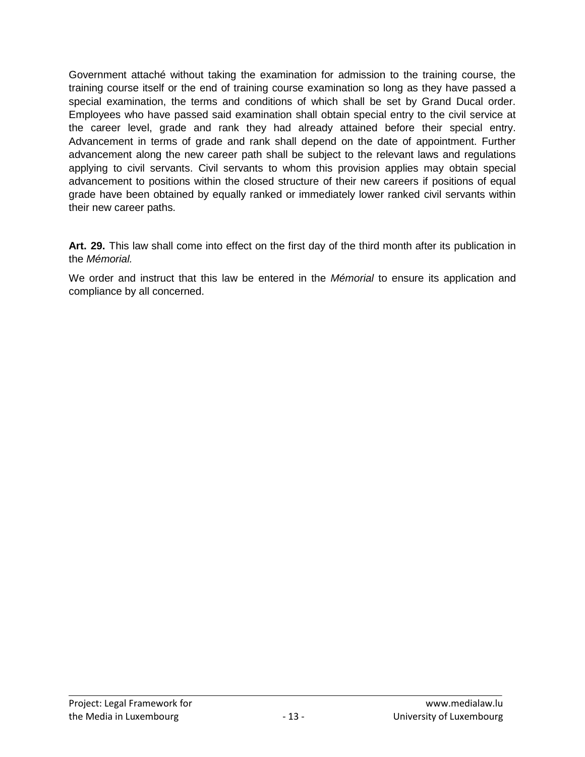Government attaché without taking the examination for admission to the training course, the training course itself or the end of training course examination so long as they have passed a special examination, the terms and conditions of which shall be set by Grand Ducal order. Employees who have passed said examination shall obtain special entry to the civil service at the career level, grade and rank they had already attained before their special entry. Advancement in terms of grade and rank shall depend on the date of appointment. Further advancement along the new career path shall be subject to the relevant laws and regulations applying to civil servants. Civil servants to whom this provision applies may obtain special advancement to positions within the closed structure of their new careers if positions of equal grade have been obtained by equally ranked or immediately lower ranked civil servants within their new career paths.

**Art. 29.** This law shall come into effect on the first day of the third month after its publication in the *Mémorial.*

We order and instruct that this law be entered in the *Mémorial* to ensure its application and compliance by all concerned.